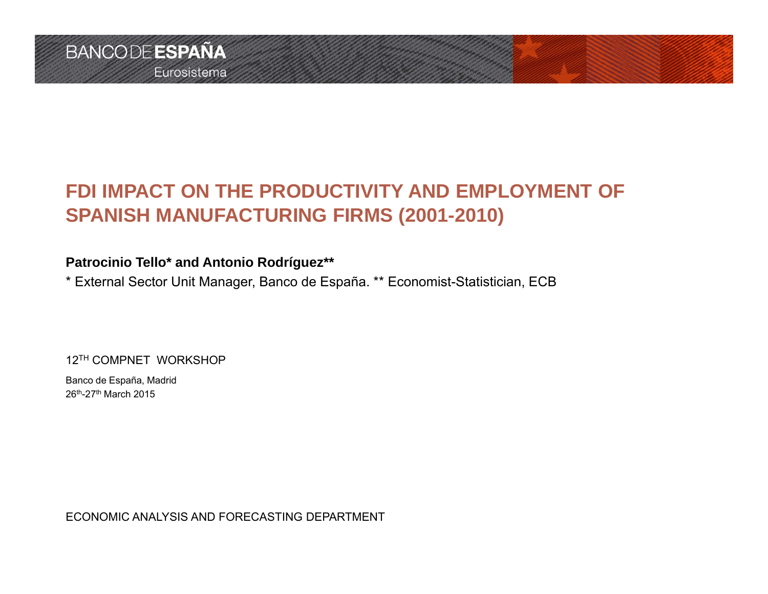BANCO DE ESPAÑA
Eurosistema

# FDI IMPACT ON THE PRODUCTIVITY AND EMPLOYMENT OF SPANISH MANUFACTURING FIRMS (2001-2010)

**Patrocinio Tello* and Antonio Rodríguez****

* External Sector Unit Manager, Banco de España. ** Economist-Statistician, ECB

12TH COMPNET WORKSHOP

Banco de España, Madrid
26th-27th March 2015

ECONOMIC ANALYSIS AND FORECASTING DEPARTMENT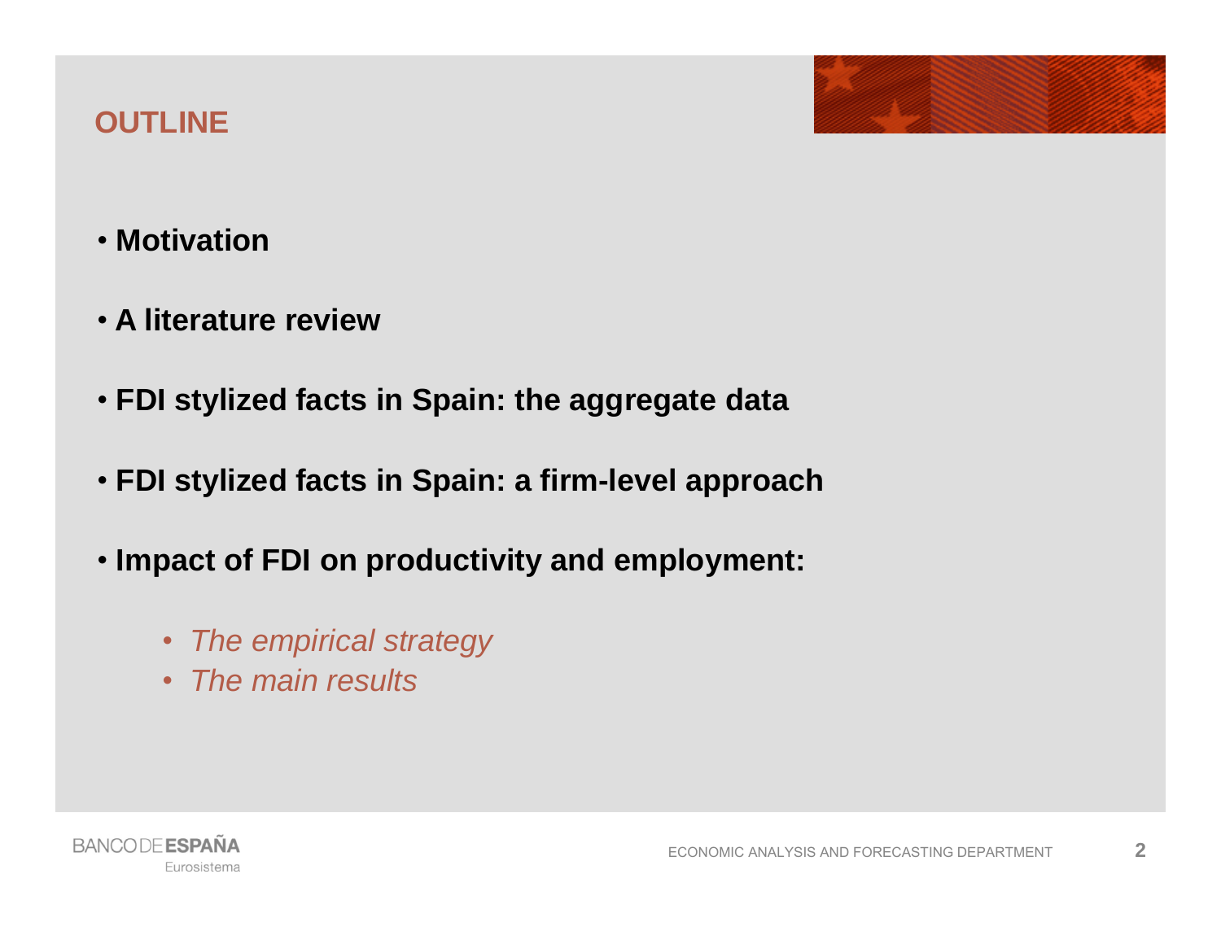## OUTLINE

- **Motivation**
- **A literature review**
- **FDI stylized facts in Spain: the aggregate data**
- **FDI stylized facts in Spain: a firm-level approach**
- **Impact of FDI on productivity and employment:**
  - *The empirical strategy*
  - *The main results*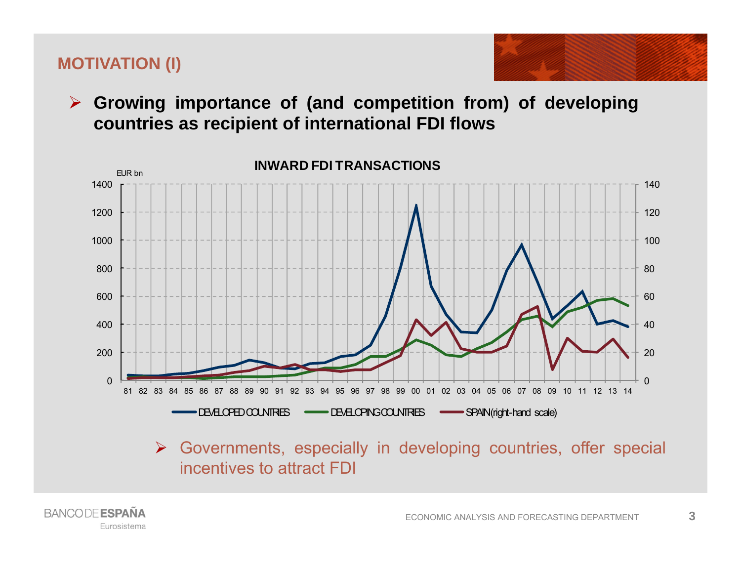## MOTIVATION (I)

- **Growing importance of (and competition from) of developing countries as recipient of international FDI flows**

**INWARD FDI TRANSACTIONS**

EUR bn

DEVELOPED COUNTRIES — DEVELOPING COUNTRIES — SPAIN (right-hand scale)

- Governments, especially in developing countries, offer special incentives to attract FDI

BANCO DE ESPAÑA
Eurosistema

ECONOMIC ANALYSIS AND FORECASTING DEPARTMENT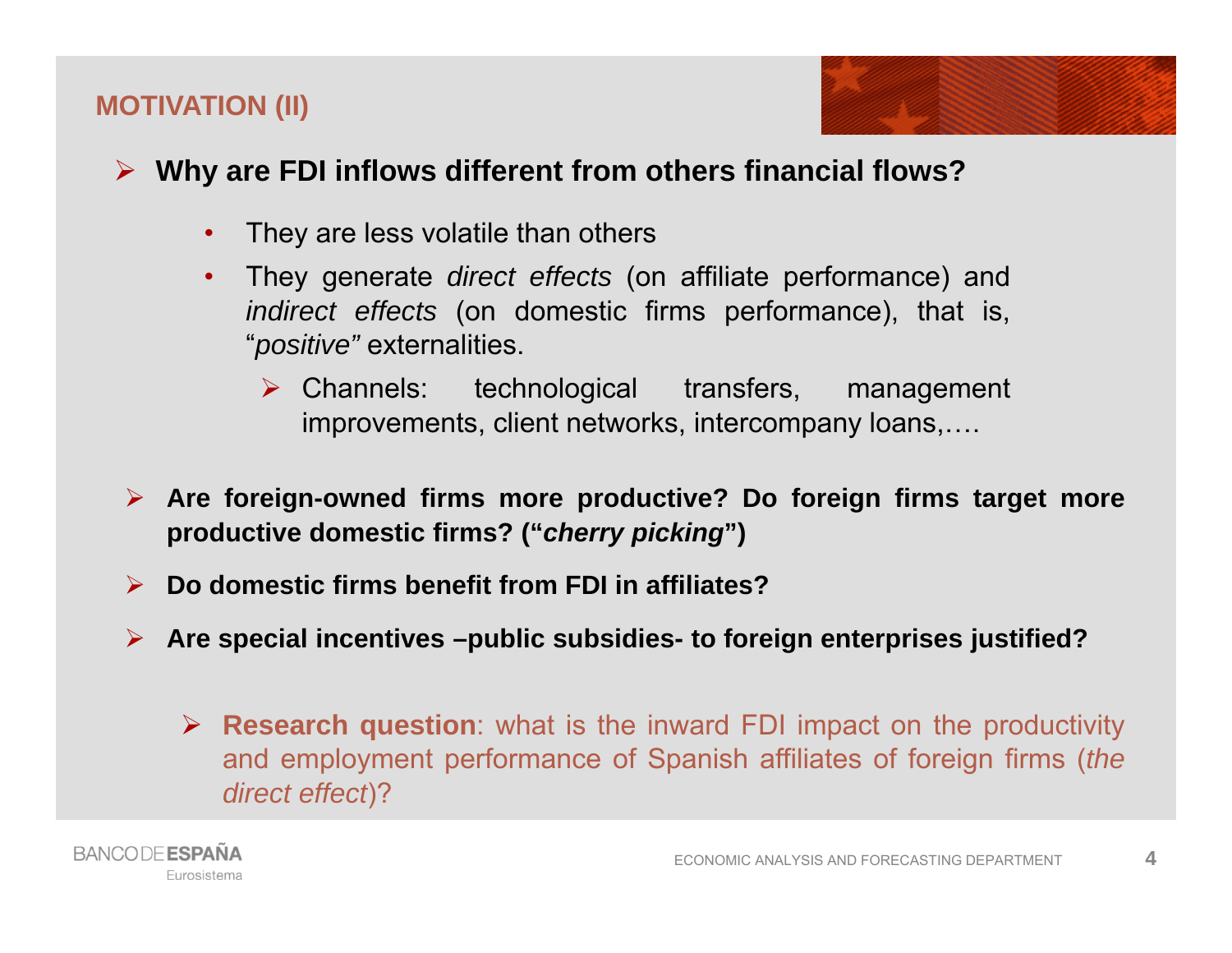## MOTIVATION (II)

- **Why are FDI inflows different from others financial flows?**
  - They are less volatile than others
  - They generate *direct effects* (on affiliate performance) and *indirect effects* (on domestic firms performance), that is, "*positive"* externalities.
    - Channels: technological transfers, management improvements, client networks, intercompany loans,….

- **Are foreign-owned firms more productive? Do foreign firms target more productive domestic firms? ("*cherry picking*")**

- **Do domestic firms benefit from FDI in affiliates?**

- **Are special incentives –public subsidies- to foreign enterprises justified?**

  - **Research question**: what is the inward FDI impact on the productivity and employment performance of Spanish affiliates of foreign firms (*the direct effect*)?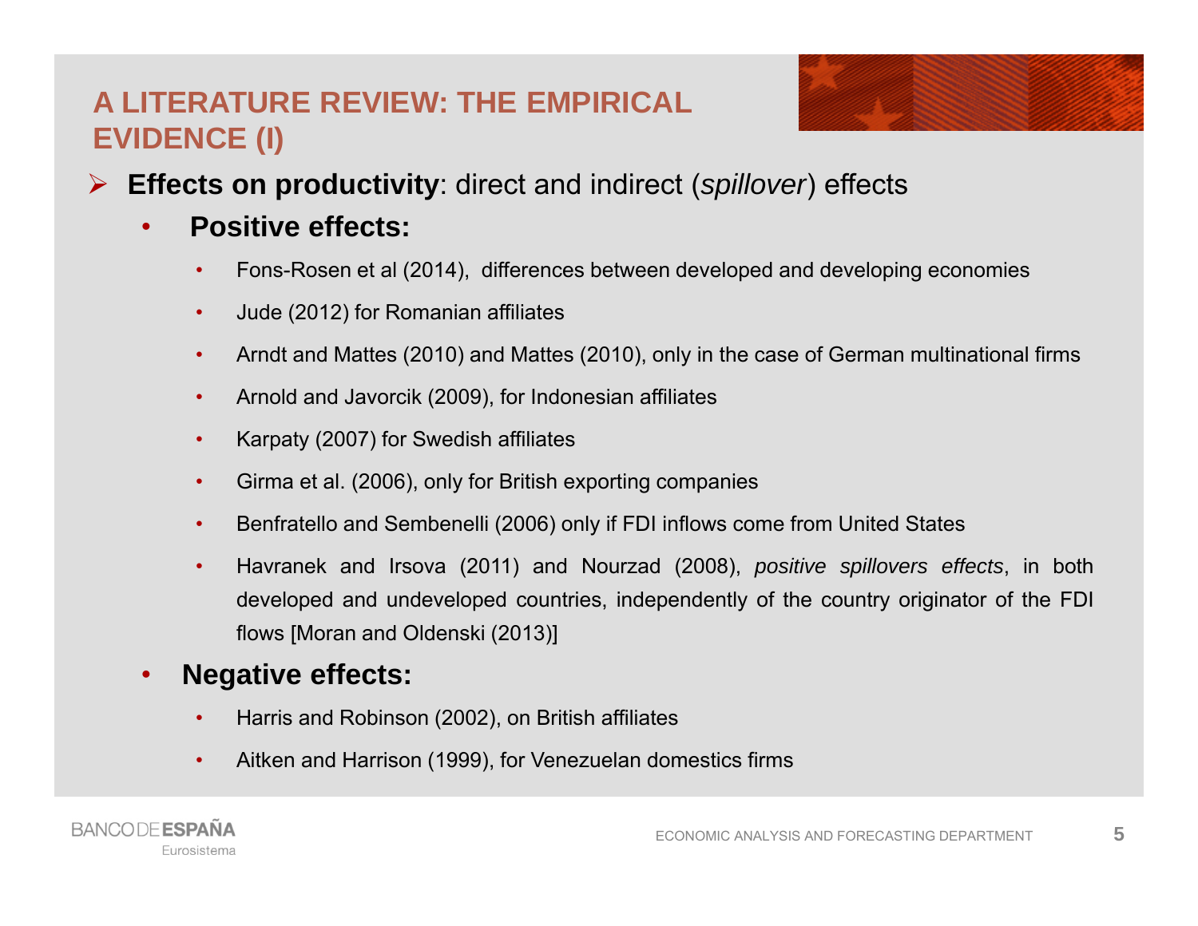# A LITERATURE REVIEW: THE EMPIRICAL EVIDENCE (I)

- **Effects on productivity**: direct and indirect (*spillover*) effects
  - **Positive effects:**
    - Fons-Rosen et al (2014), differences between developed and developing economies
    - Jude (2012) for Romanian affiliates
    - Arndt and Mattes (2010) and Mattes (2010), only in the case of German multinational firms
    - Arnold and Javorcik (2009), for Indonesian affiliates
    - Karpaty (2007) for Swedish affiliates
    - Girma et al. (2006), only for British exporting companies
    - Benfratello and Sembenelli (2006) only if FDI inflows come from United States
    - Havranek and Irsova (2011) and Nourzad (2008), *positive spillovers effects*, in both developed and undeveloped countries, independently of the country originator of the FDI flows [Moran and Oldenski (2013)]
  - **Negative effects:**
    - Harris and Robinson (2002), on British affiliates
    - Aitken and Harrison (1999), for Venezuelan domestics firms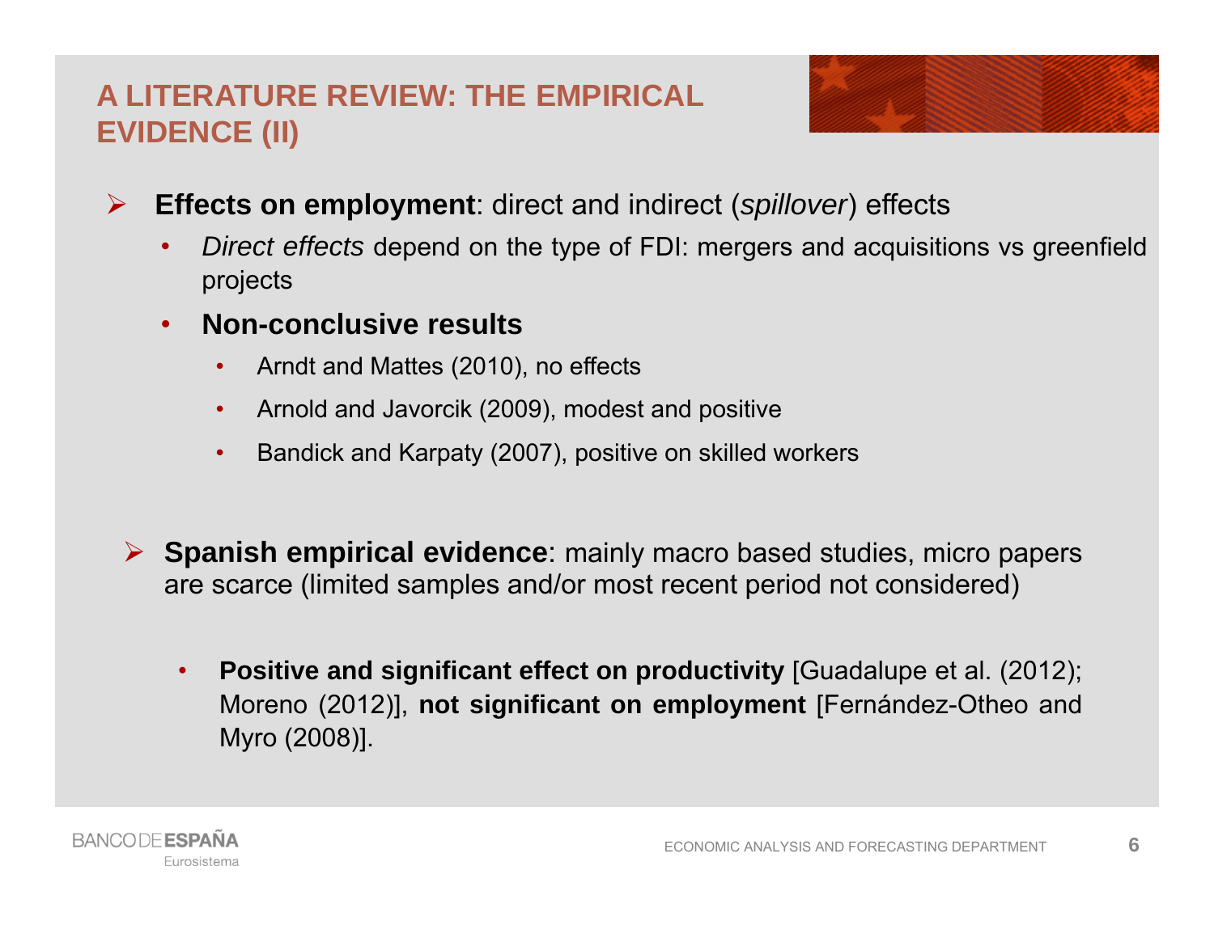# A LITERATURE REVIEW: THE EMPIRICAL EVIDENCE (II)

- **Effects on employment**: direct and indirect (*spillover*) effects
  - *Direct effects* depend on the type of FDI: mergers and acquisitions vs greenfield projects
  - **Non-conclusive results**
    - Arndt and Mattes (2010), no effects
    - Arnold and Javorcik (2009), modest and positive
    - Bandick and Karpaty (2007), positive on skilled workers

- **Spanish empirical evidence**: mainly macro based studies, micro papers are scarce (limited samples and/or most recent period not considered)
  - **Positive and significant effect on productivity** [Guadalupe et al. (2012); Moreno (2012)], **not significant on employment** [Fernández-Otheo and Myro (2008)].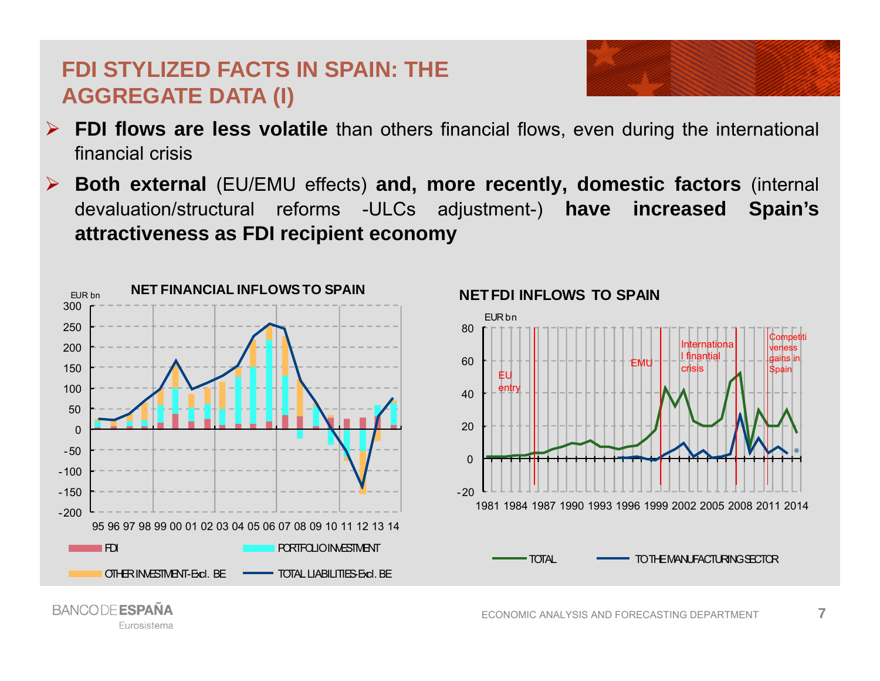# FDI STYLIZED FACTS IN SPAIN: THE AGGREGATE DATA (I)

- **FDI flows are less volatile** than others financial flows, even during the international financial crisis
- **Both external** (EU/EMU effects) **and, more recently, domestic factors** (internal devaluation/structural reforms -ULCs adjustment-) **have increased Spain's attractiveness as FDI recipient economy**

**NET FINANCIAL INFLOWS TO SPAIN**

EUR bn

300, 250, 200, 150, 100, 50, 0, -50, -100, -150, -200

95 96 97 98 99 00 01 02 03 04 05 06 07 08 09 10 11 12 13 14

FDI — PORTFOLIO INVESTMENT — OTHER INVESTMENT-Excl. BE — TOTAL LIABILITIES-Excl. BE

**NET FDI INFLOWS TO SPAIN**

EUR bn

80, 60, 40, 20, 0, -20

1981 1984 1987 1990 1993 1996 1999 2002 2005 2008 2011 2014

EU entry — EMU — International financial crisis — Competitiveness gains in Spain

TOTAL — TO THE MANUFACTURING SECTOR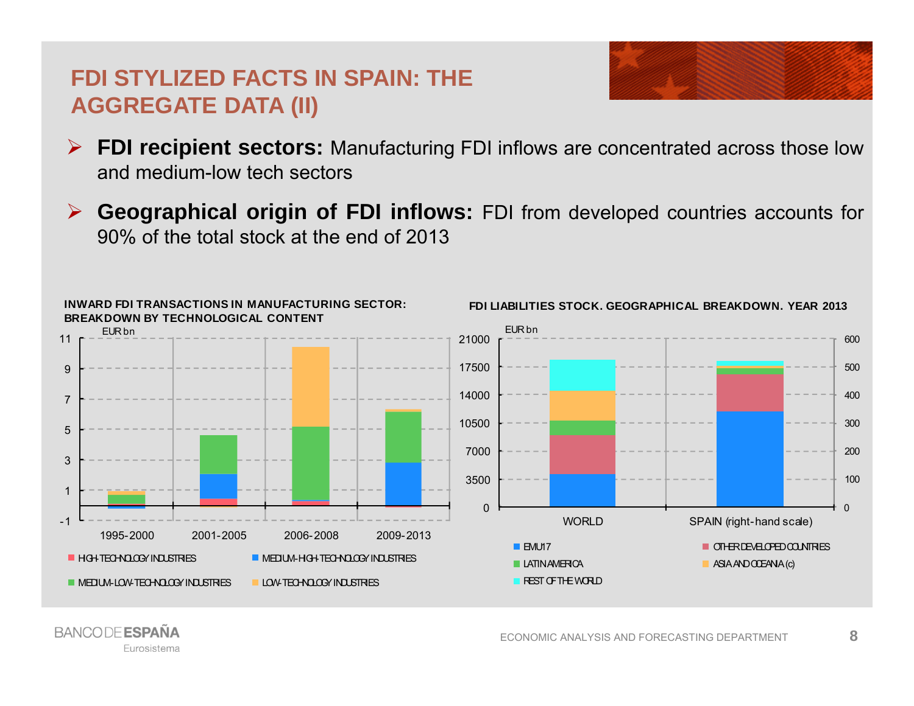# FDI STYLIZED FACTS IN SPAIN: THE AGGREGATE DATA (II)

- **FDI recipient sectors:** Manufacturing FDI inflows are concentrated across those low and medium-low tech sectors
- **Geographical origin of FDI inflows:** FDI from developed countries accounts for 90% of the total stock at the end of 2013

**INWARD FDI TRANSACTIONS IN MANUFACTURING SECTOR: BREAKDOWN BY TECHNOLOGICAL CONTENT**

EUR bn

Periods: 1995-2000, 2001-2005, 2006-2008, 2009-2013

Legend: HIGH-TECHNOLOGY INDUSTRIES; MEDIUM-HIGH-TECHNOLOGY INDUSTRIES; MEDIUM-LOW-TECHNOLOGY INDUSTRIES; LOW-TECHNOLOGY INDUSTRIES

**FDI LIABILITIES STOCK. GEOGRAPHICAL BREAKDOWN. YEAR 2013**

EUR bn

Categories: WORLD; SPAIN (right-hand scale)

Legend: EMU17; OTHER DEVELOPED COUNTRIES; LATIN AMERICA; ASIA AND OCEANIA (c); REST OF THE WORLD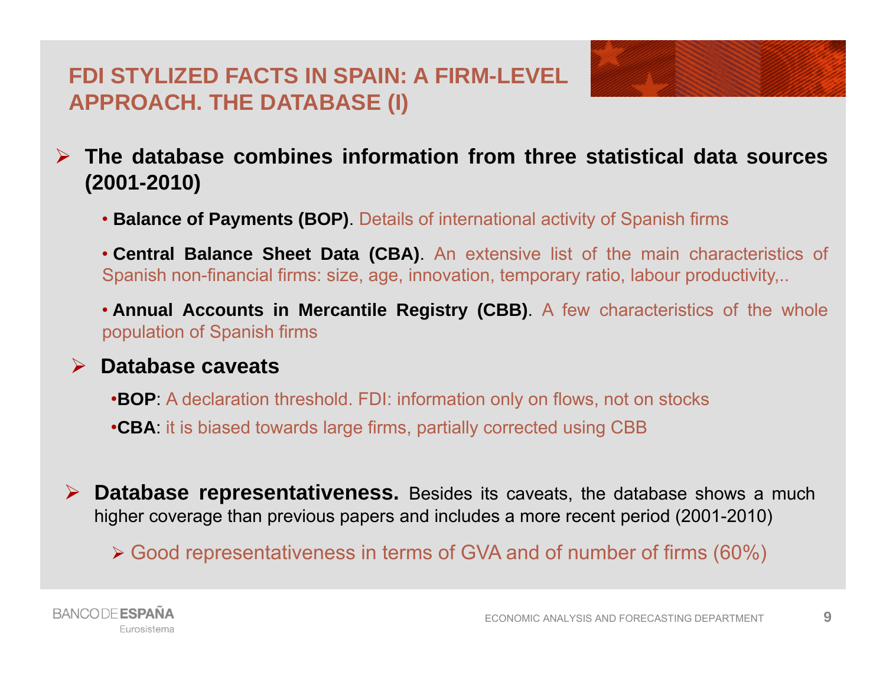# FDI STYLIZED FACTS IN SPAIN: A FIRM-LEVEL APPROACH. THE DATABASE (I)

- **The database combines information from three statistical data sources (2001-2010)**
  - **Balance of Payments (BOP)**. Details of international activity of Spanish firms
  - **Central Balance Sheet Data (CBA)**. An extensive list of the main characteristics of Spanish non-financial firms: size, age, innovation, temporary ratio, labour productivity,..
  - **Annual Accounts in Mercantile Registry (CBB)**. A few characteristics of the whole population of Spanish firms

- **Database caveats**
  - **BOP**: A declaration threshold. FDI: information only on flows, not on stocks
  - **CBA**: it is biased towards large firms, partially corrected using CBB

- **Database representativeness.** Besides its caveats, the database shows a much higher coverage than previous papers and includes a more recent period (2001-2010)
  - Good representativeness in terms of GVA and of number of firms (60%)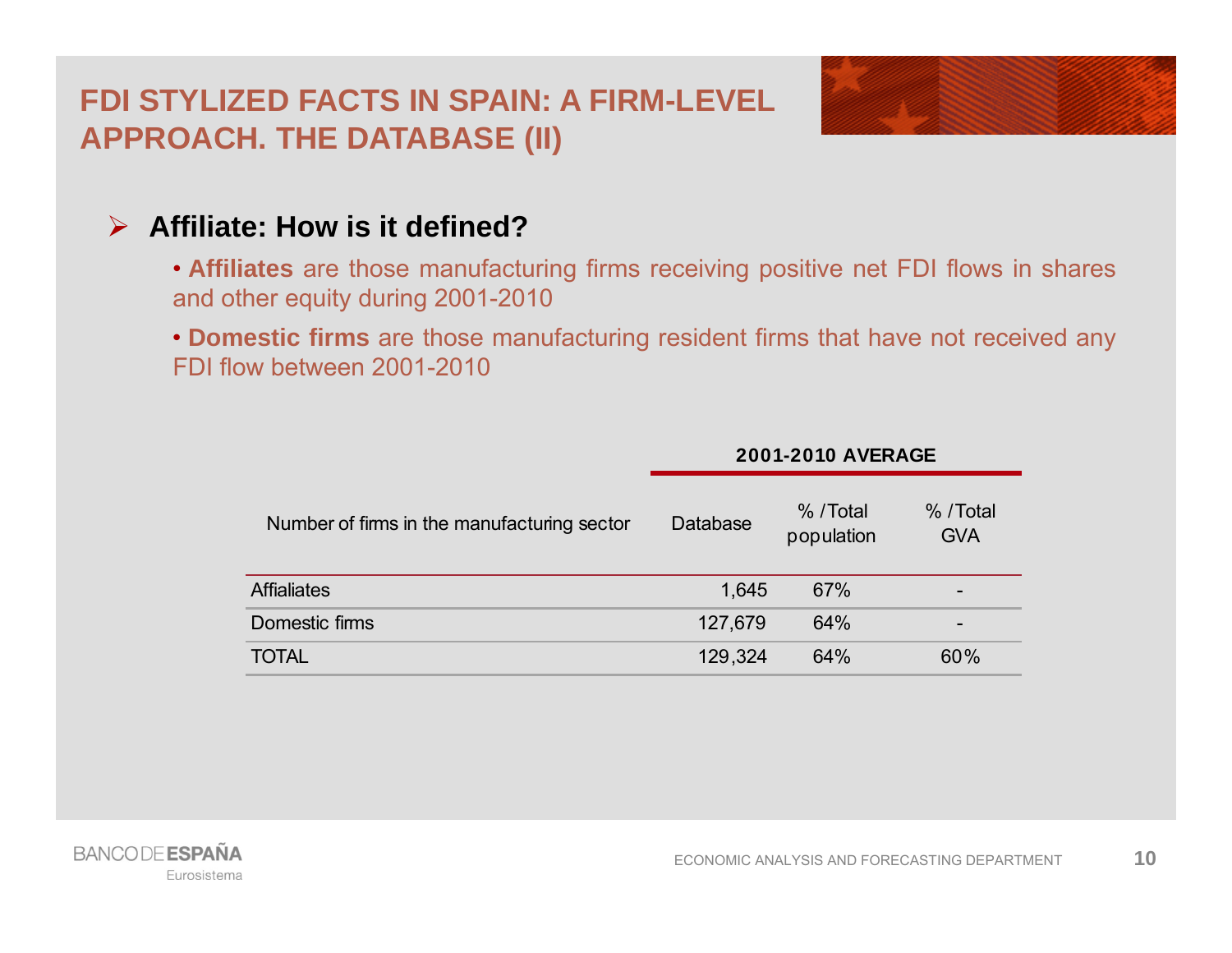# FDI STYLIZED FACTS IN SPAIN: A FIRM-LEVEL APPROACH. THE DATABASE (II)

## Affiliate: How is it defined?

- **Affiliates** are those manufacturing firms receiving positive net FDI flows in shares and other equity during 2001-2010
- **Domestic firms** are those manufacturing resident firms that have not received any FDI flow between 2001-2010

| | 2001-2010 AVERAGE | | |
|---|---|---|---|
| Number of firms in the manufacturing sector | Database | % /Total population | % /Total GVA |
| Affialiates | 1,645 | 67% | - |
| Domestic firms | 127,679 | 64% | - |
| TOTAL | 129,324 | 64% | 60% |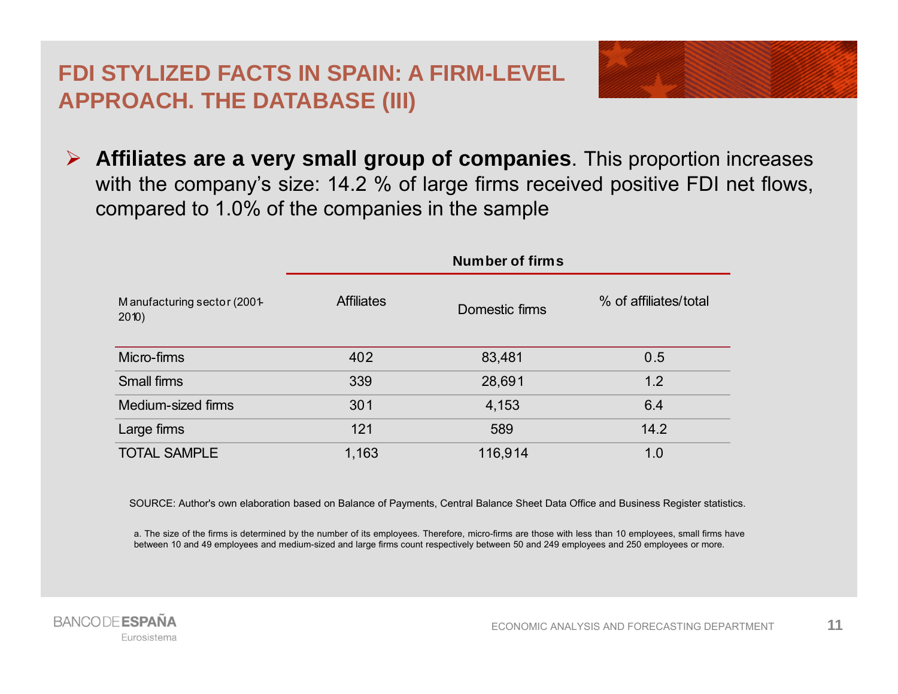## FDI STYLIZED FACTS IN SPAIN: A FIRM-LEVEL APPROACH. THE DATABASE (III)

- **Affiliates are a very small group of companies**. This proportion increases with the company's size: 14.2 % of large firms received positive FDI net flows, compared to 1.0% of the companies in the sample

| Manufacturing sector (2001-2010) | Number of firms | | |
|---|---|---|---|
| | Affiliates | Domestic firms | % of affiliates/total |
| Micro-firms | 402 | 83,481 | 0.5 |
| Small firms | 339 | 28,691 | 1.2 |
| Medium-sized firms | 301 | 4,153 | 6.4 |
| Large firms | 121 | 589 | 14.2 |
| TOTAL SAMPLE | 1,163 | 116,914 | 1.0 |

SOURCE: Author's own elaboration based on Balance of Payments, Central Balance Sheet Data Office and Business Register statistics.

a. The size of the firms is determined by the number of its employees. Therefore, micro-firms are those with less than 10 employees, small firms have between 10 and 49 employees and medium-sized and large firms count respectively between 50 and 249 employees and 250 employees or more.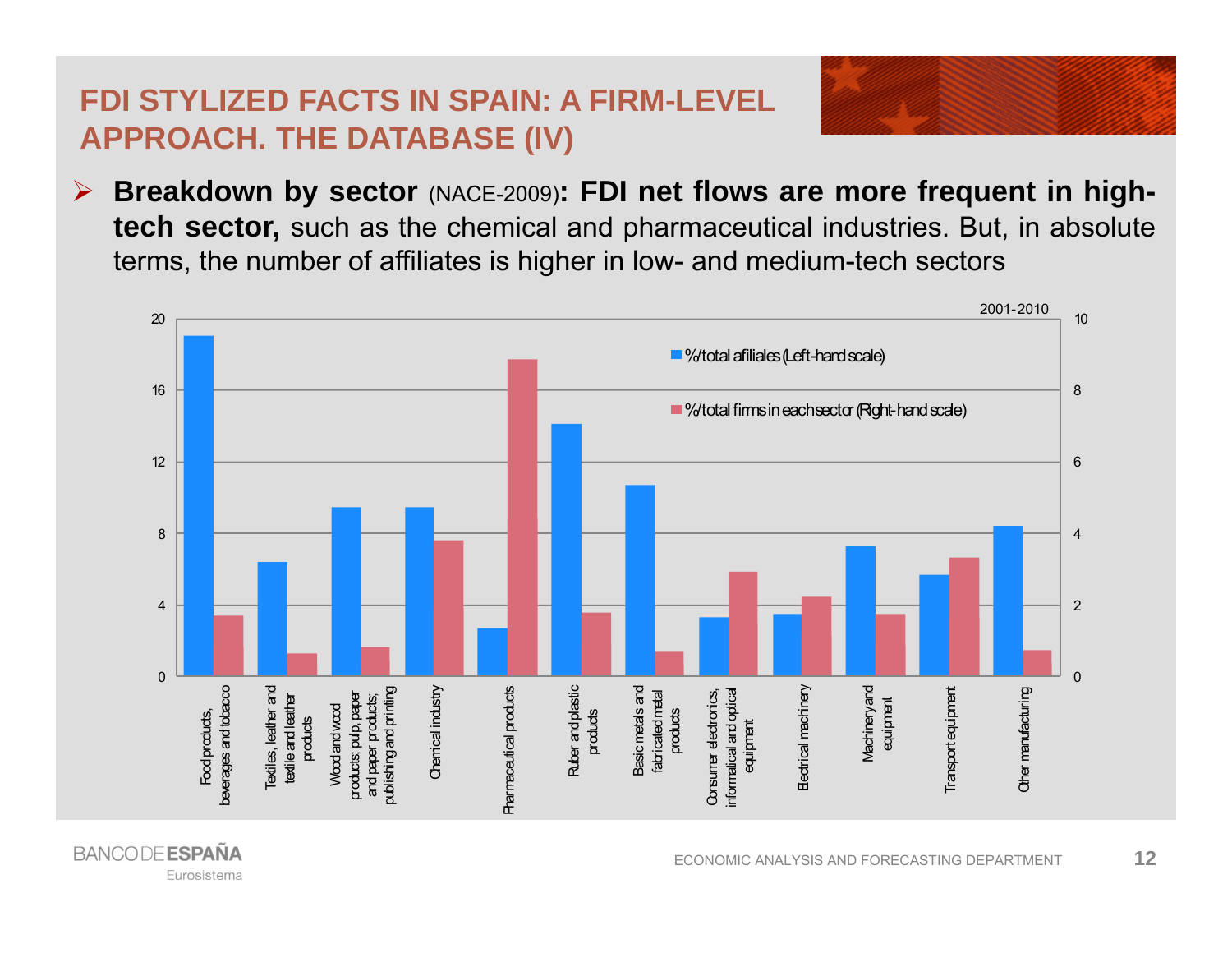# FDI STYLIZED FACTS IN SPAIN: A FIRM-LEVEL APPROACH. THE DATABASE (IV)

- **Breakdown by sector** (NACE-2009)**: FDI net flows are more frequent in high-tech sector,** such as the chemical and pharmaceutical industries. But, in absolute terms, the number of affiliates is higher in low- and medium-tech sectors

2001-2010

| Sector | %/total afiliales (Left-hand scale) | %/total firms in each sector (Right-hand scale) |
|---|---|---|
| Food products, beverages and tobacco | 19.0 | 1.7 |
| Textiles, leather and textile and leather products | 6.4 | 0.65 |
| Wood and wood products; pulp, paper and paper products; publishing and printing | 9.5 | 0.8 |
| Chemical industry | 9.5 | 3.8 |
| Pharmaceutical products | 2.7 | 8.9 |
| Ruber and plastic products | 14.1 | 1.8 |
| Basic metals and fabricated metal products | 10.7 | 0.7 |
| Consumer electronics, informatical and optical equipment | 3.3 | 2.9 |
| Electrical machinery | 3.5 | 2.2 |
| Machinery and equipment | 7.3 | 1.75 |
| Transport equipment | 5.7 | 3.3 |
| Other manufacturing | 8.4 | 0.75 |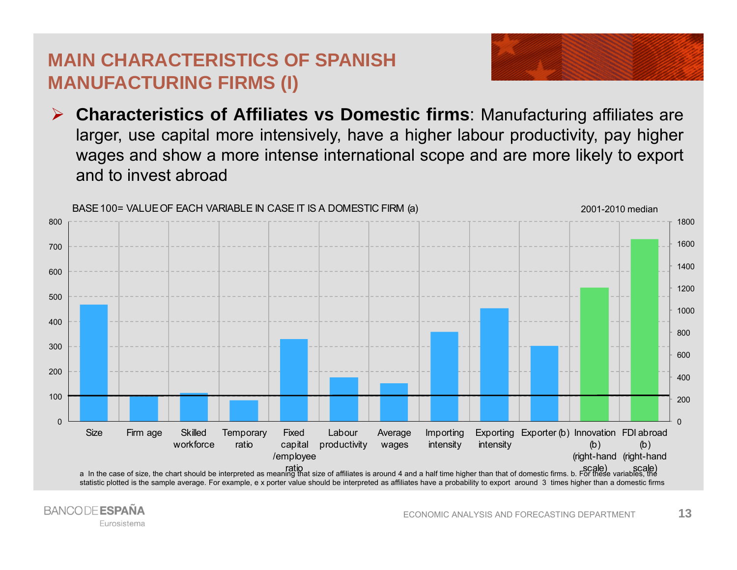# MAIN CHARACTERISTICS OF SPANISH MANUFACTURING FIRMS (I)

- **Characteristics of Affiliates vs Domestic firms**: Manufacturing affiliates are larger, use capital more intensively, have a higher labour productivity, pay higher wages and show a more intense international scope and are more likely to export and to invest abroad

BASE 100= VALUE OF EACH VARIABLE IN CASE IT IS A DOMESTIC FIRM (a)

2001-2010 median

Size | Firm age | Skilled workforce | Temporary ratio | Fixed capital /employee ratio | Labour productivity | Average wages | Importing intensity | Exporting intensity | Exporter (b) | Innovation (b) (right-hand scale) | FDI abroad (b) (right-hand scale)

a In the case of size, the chart should be interpreted as meaning that size of affiliates is around 4 and a half time higher than that of domestic firms. b. For these variables, the statistic plotted is the sample average. For example, e x porter value should be interpreted as affiliates have a probability to export around 3 times higher than a domestic firms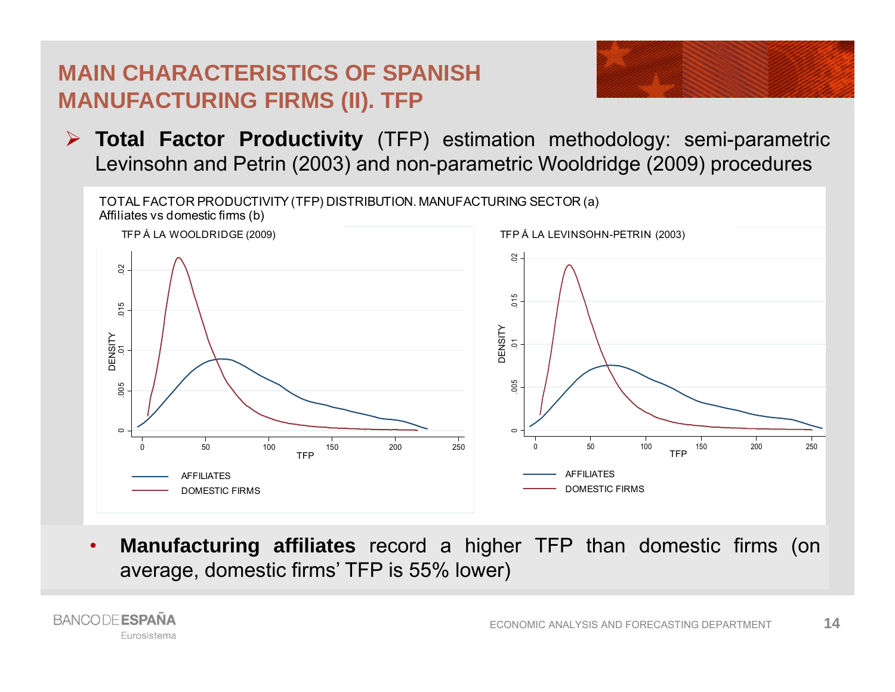# MAIN CHARACTERISTICS OF SPANISH MANUFACTURING FIRMS (II). TFP

- **Total Factor Productivity** (TFP) estimation methodology: semi-parametric Levinsohn and Petrin (2003) and non-parametric Wooldridge (2009) procedures

TOTAL FACTOR PRODUCTIVITY (TFP) DISTRIBUTION. MANUFACTURING SECTOR (a)
Affiliates vs domestic firms (b)

TFP Á LA WOOLDRIDGE (2009)

TFP Á LA LEVINSOHN-PETRIN (2003)

AFFILIATES
DOMESTIC FIRMS

- **Manufacturing affiliates** record a higher TFP than domestic firms (on average, domestic firms' TFP is 55% lower)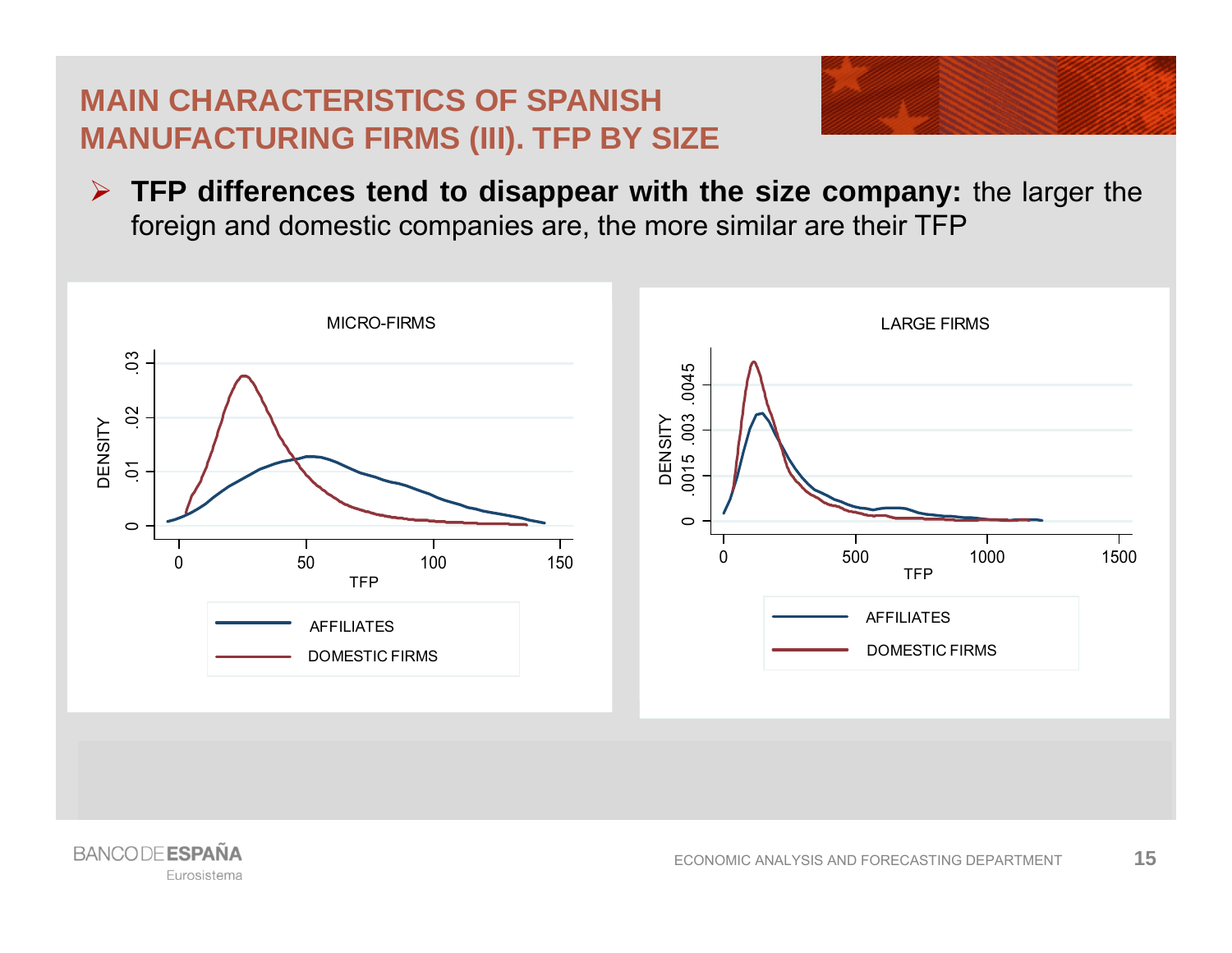# MAIN CHARACTERISTICS OF SPANISH MANUFACTURING FIRMS (III). TFP BY SIZE

- **TFP differences tend to disappear with the size company:** the larger the foreign and domestic companies are, the more similar are their TFP

MICRO-FIRMS

LARGE FIRMS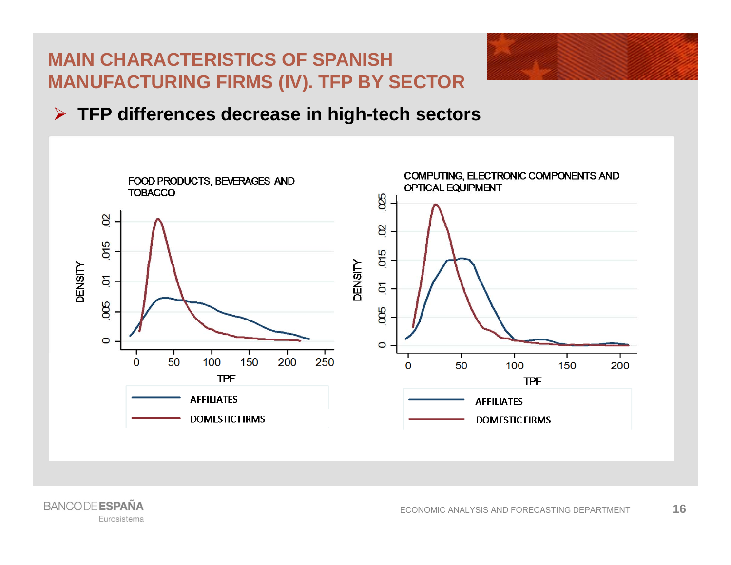# MAIN CHARACTERISTICS OF SPANISH MANUFACTURING FIRMS (IV). TFP BY SECTOR

- **TFP differences decrease in high-tech sectors**

FOOD PRODUCTS, BEVERAGES AND TOBACCO

COMPUTING, ELECTRONIC COMPONENTS AND OPTICAL EQUIPMENT

AFFILIATES

DOMESTIC FIRMS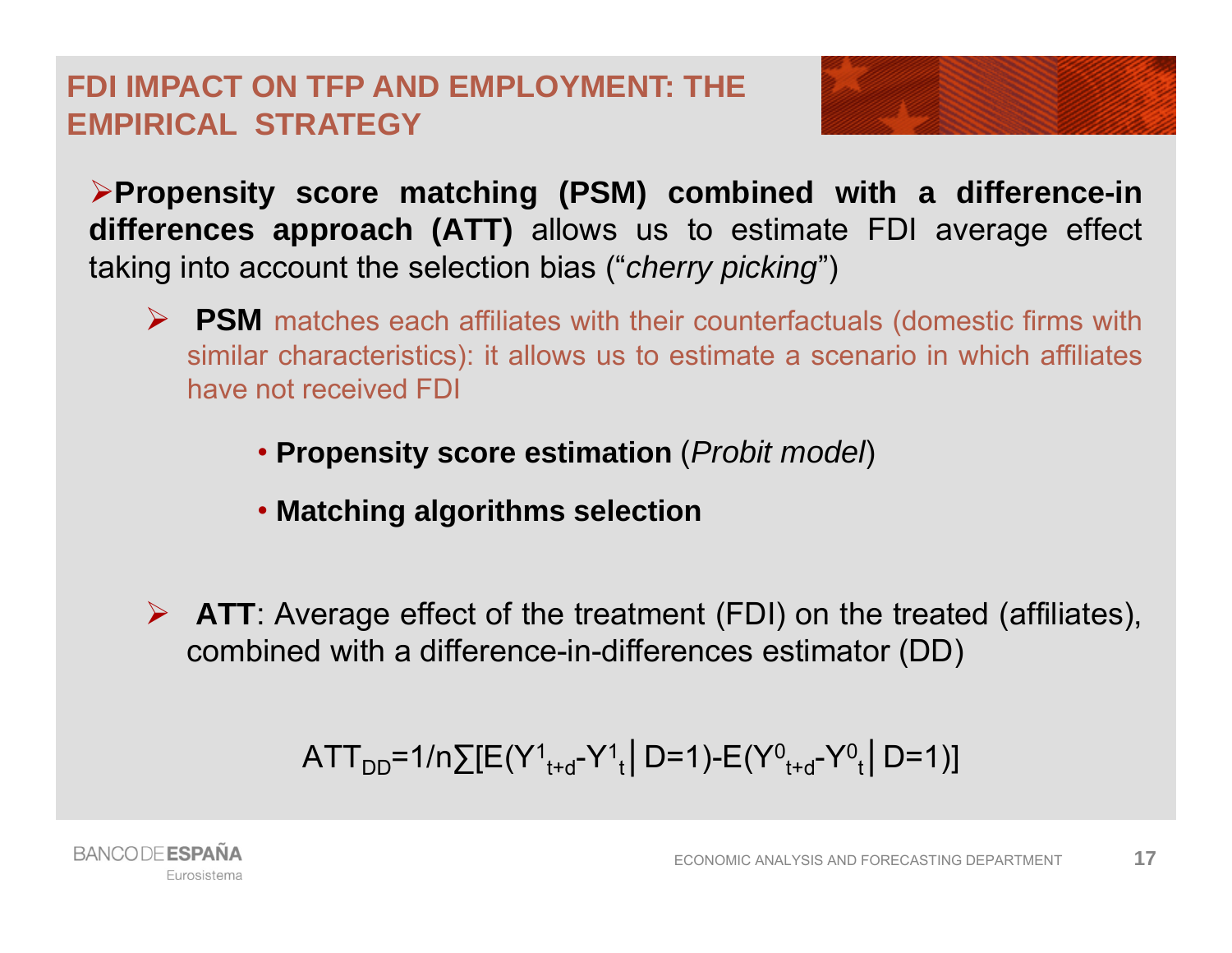# FDI IMPACT ON TFP AND EMPLOYMENT: THE EMPIRICAL STRATEGY

- **Propensity score matching (PSM) combined with a difference-in differences approach (ATT)** allows us to estimate FDI average effect taking into account the selection bias ("*cherry picking*")

  - **PSM** matches each affiliates with their counterfactuals (domestic firms with similar characteristics): it allows us to estimate a scenario in which affiliates have not received FDI

    - **Propensity score estimation** (*Probit model*)
    - **Matching algorithms selection**

  - **ATT**: Average effect of the treatment (FDI) on the treated (affiliates), combined with a difference-in-differences estimator (DD)

$$ATT_{DD}=1/n\sum[E(Y^{1}_{t+d}-Y^{1}_{t}\,|\,D=1)-E(Y^{0}_{t+d}-Y^{0}_{t}\,|\,D=1)]$$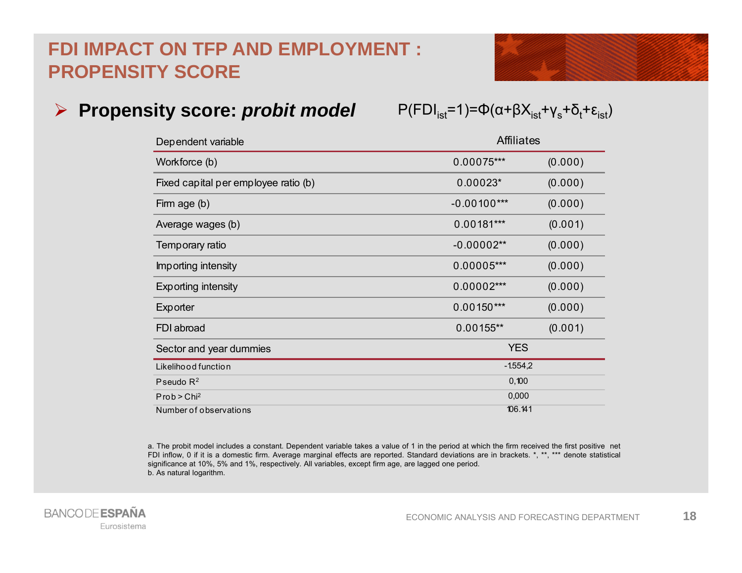# FDI IMPACT ON TFP AND EMPLOYMENT : PROPENSITY SCORE

- **Propensity score: *probit model*** $P(FDI_{ist}=1)=\Phi(\alpha+\beta X_{ist}+\gamma_s+\delta_t+\varepsilon_{ist})$

| Dependent variable | Affiliates | |
|---|---|---|
| Workforce (b) | 0.00075*** | (0.000) |
| Fixed capital per employee ratio (b) | 0.00023* | (0.000) |
| Firm age (b) | -0.00100*** | (0.000) |
| Average wages (b) | 0.00181*** | (0.001) |
| Temporary ratio | -0.00002** | (0.000) |
| Importing intensity | 0.00005*** | (0.000) |
| Exporting intensity | 0.00002*** | (0.000) |
| Exporter | 0.00150*** | (0.000) |
| FDI abroad | 0.00155** | (0.001) |
| Sector and year dummies | YES | |
| Likelihood function | -1.554,2 | |
| Pseudo $R^2$ | 0,100 | |
| Prob > $Chi^2$ | 0,000 | |
| Number of observations | 106.141 | |

a. The probit model includes a constant. Dependent variable takes a value of 1 in the period at which the firm received the first positive net FDI inflow, 0 if it is a domestic firm. Average marginal effects are reported. Standard deviations are in brackets. *, **, *** denote statistical significance at 10%, 5% and 1%, respectively. All variables, except firm age, are lagged one period.
b. As natural logarithm.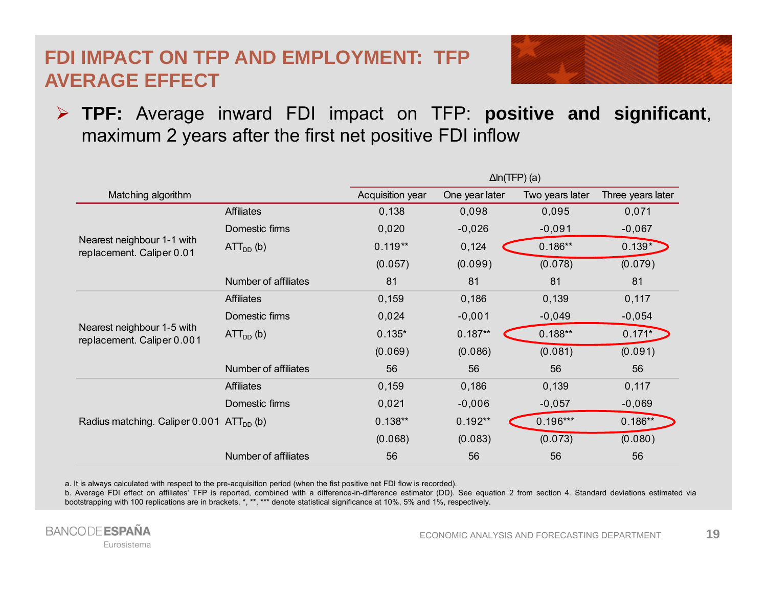# FDI IMPACT ON TFP AND EMPLOYMENT: TFP AVERAGE EFFECT

- **TPF:** Average inward FDI impact on TFP: **positive and significant**, maximum 2 years after the first net positive FDI inflow

| Matching algorithm | | Δln(TFP) (a) Acquisition year | One year later | Two years later | Three years later |
|---|---|---|---|---|---|
| Nearest neighbour 1-1 with replacement. Caliper 0.01 | Affiliates | 0,138 | 0,098 | 0,095 | 0,071 |
| | Domestic firms | 0,020 | -0,026 | -0,091 | -0,067 |
| | $ATT_{DD}$ (b) | 0.119** | 0,124 | 0.186** | 0.139* |
| | | (0.057) | (0.099) | (0.078) | (0.079) |
| | Number of affiliates | 81 | 81 | 81 | 81 |
| Nearest neighbour 1-5 with replacement. Caliper 0.001 | Affiliates | 0,159 | 0,186 | 0,139 | 0,117 |
| | Domestic firms | 0,024 | -0,001 | -0,049 | -0,054 |
| | $ATT_{DD}$ (b) | 0.135* | 0.187** | 0.188** | 0.171* |
| | | (0.069) | (0.086) | (0.081) | (0.091) |
| | Number of affiliates | 56 | 56 | 56 | 56 |
| Radius matching. Caliper 0.001 | Affiliates | 0,159 | 0,186 | 0,139 | 0,117 |
| | Domestic firms | 0,021 | -0,006 | -0,057 | -0,069 |
| | $ATT_{DD}$ (b) | 0.138** | 0.192** | 0.196*** | 0.186** |
| | | (0.068) | (0.083) | (0.073) | (0.080) |
| | Number of affiliates | 56 | 56 | 56 | 56 |

a. It is always calculated with respect to the pre-acquisition period (when the fist positive net FDI flow is recorded).
b. Average FDI effect on affiliates' TFP is reported, combined with a difference-in-difference estimator (DD). See equation 2 from section 4. Standard deviations estimated via bootstrapping with 100 replications are in brackets. *, **, *** denote statistical significance at 10%, 5% and 1%, respectively.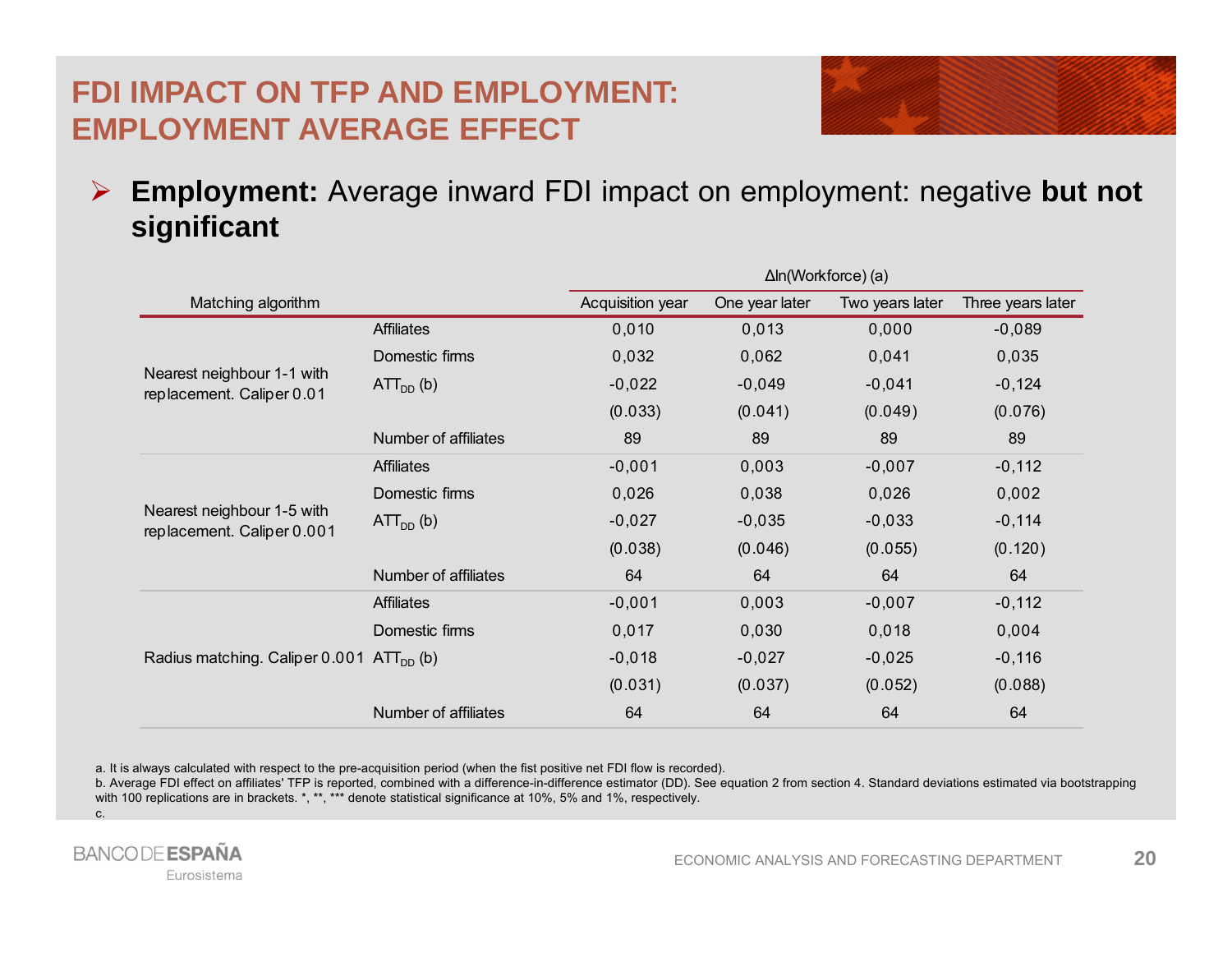# FDI IMPACT ON TFP AND EMPLOYMENT: EMPLOYMENT AVERAGE EFFECT

- **Employment:** Average inward FDI impact on employment: negative **but not significant**

| Matching algorithm | | Δln(Workforce) (a) | | | |
|---|---|---|---|---|---|
| | | Acquisition year | One year later | Two years later | Three years later |
| Nearest neighbour 1-1 with replacement. Caliper 0.01 | Affiliates | 0,010 | 0,013 | 0,000 | -0,089 |
| | Domestic firms | 0,032 | 0,062 | 0,041 | 0,035 |
| | $ATT_{DD}$ (b) | -0,022 | -0,049 | -0,041 | -0,124 |
| | | (0.033) | (0.041) | (0.049) | (0.076) |
| | Number of affiliates | 89 | 89 | 89 | 89 |
| Nearest neighbour 1-5 with replacement. Caliper 0.001 | Affiliates | -0,001 | 0,003 | -0,007 | -0,112 |
| | Domestic firms | 0,026 | 0,038 | 0,026 | 0,002 |
| | $ATT_{DD}$ (b) | -0,027 | -0,035 | -0,033 | -0,114 |
| | | (0.038) | (0.046) | (0.055) | (0.120) |
| | Number of affiliates | 64 | 64 | 64 | 64 |
| Radius matching. Caliper 0.001 | Affiliates | -0,001 | 0,003 | -0,007 | -0,112 |
| | Domestic firms | 0,017 | 0,030 | 0,018 | 0,004 |
| | $ATT_{DD}$ (b) | -0,018 | -0,027 | -0,025 | -0,116 |
| | | (0.031) | (0.037) | (0.052) | (0.088) |
| | Number of affiliates | 64 | 64 | 64 | 64 |

a. It is always calculated with respect to the pre-acquisition period (when the fist positive net FDI flow is recorded).
b. Average FDI effect on affiliates' TFP is reported, combined with a difference-in-difference estimator (DD). See equation 2 from section 4. Standard deviations estimated via bootstrapping with 100 replications are in brackets. *, **, *** denote statistical significance at 10%, 5% and 1%, respectively.
c.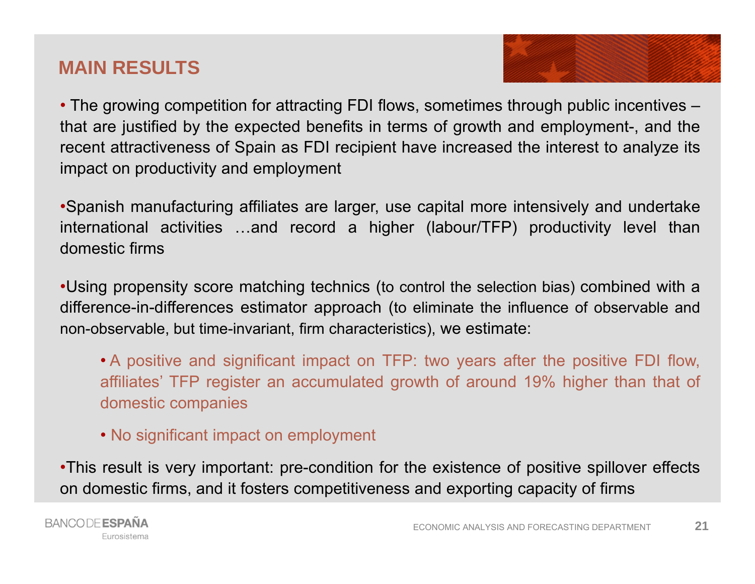## MAIN RESULTS

- The growing competition for attracting FDI flows, sometimes through public incentives –that are justified by the expected benefits in terms of growth and employment-, and the recent attractiveness of Spain as FDI recipient have increased the interest to analyze its impact on productivity and employment

- Spanish manufacturing affiliates are larger, use capital more intensively and undertake international activities …and record a higher (labour/TFP) productivity level than domestic firms

- Using propensity score matching technics (to control the selection bias) combined with a difference-in-differences estimator approach (to eliminate the influence of observable and non-observable, but time-invariant, firm characteristics), we estimate:

  - A positive and significant impact on TFP: two years after the positive FDI flow, affiliates' TFP register an accumulated growth of around 19% higher than that of domestic companies

  - No significant impact on employment

- This result is very important: pre-condition for the existence of positive spillover effects on domestic firms, and it fosters competitiveness and exporting capacity of firms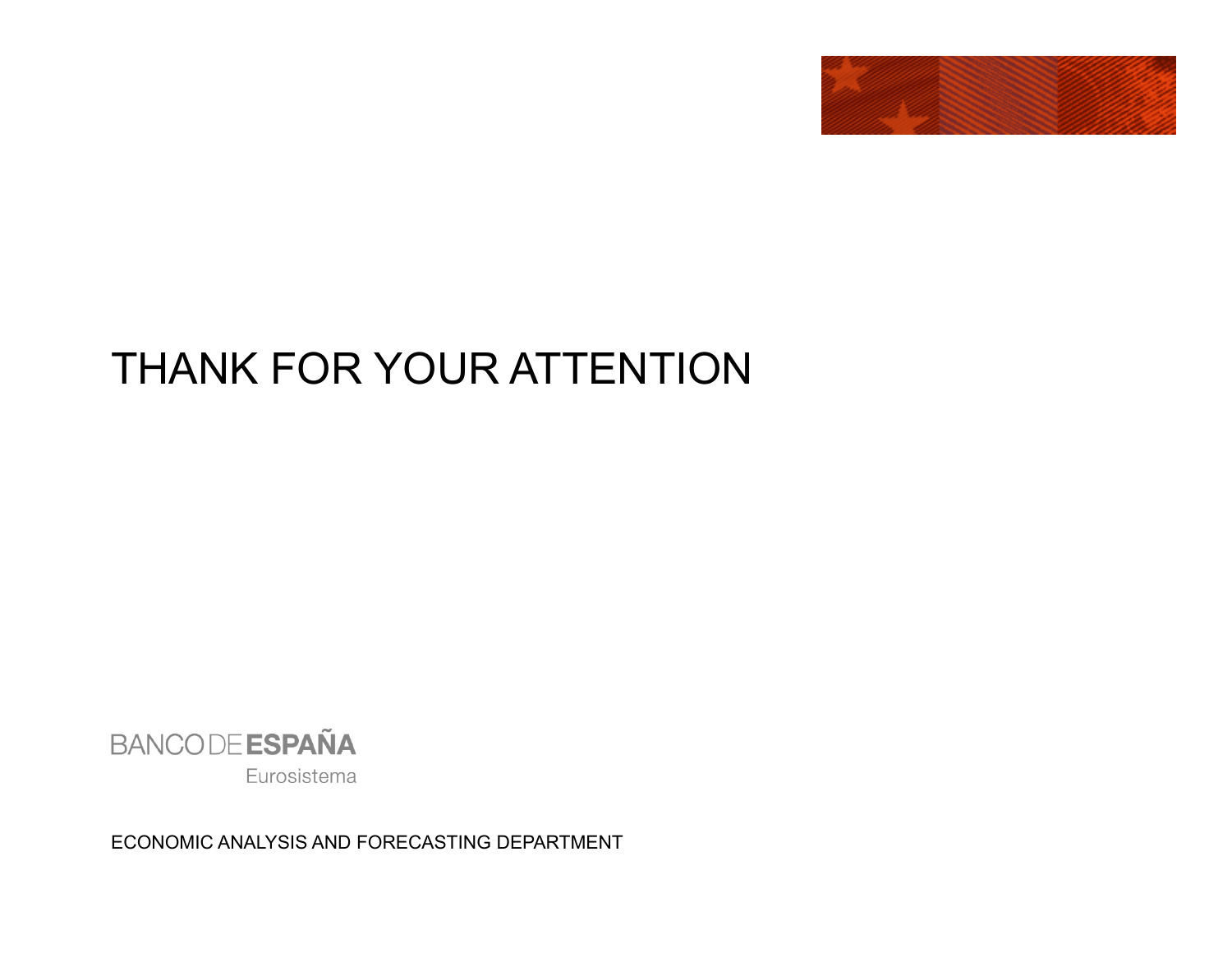# THANK FOR YOUR ATTENTION

BANCO DE ESPAÑA

Eurosistema

ECONOMIC ANALYSIS AND FORECASTING DEPARTMENT